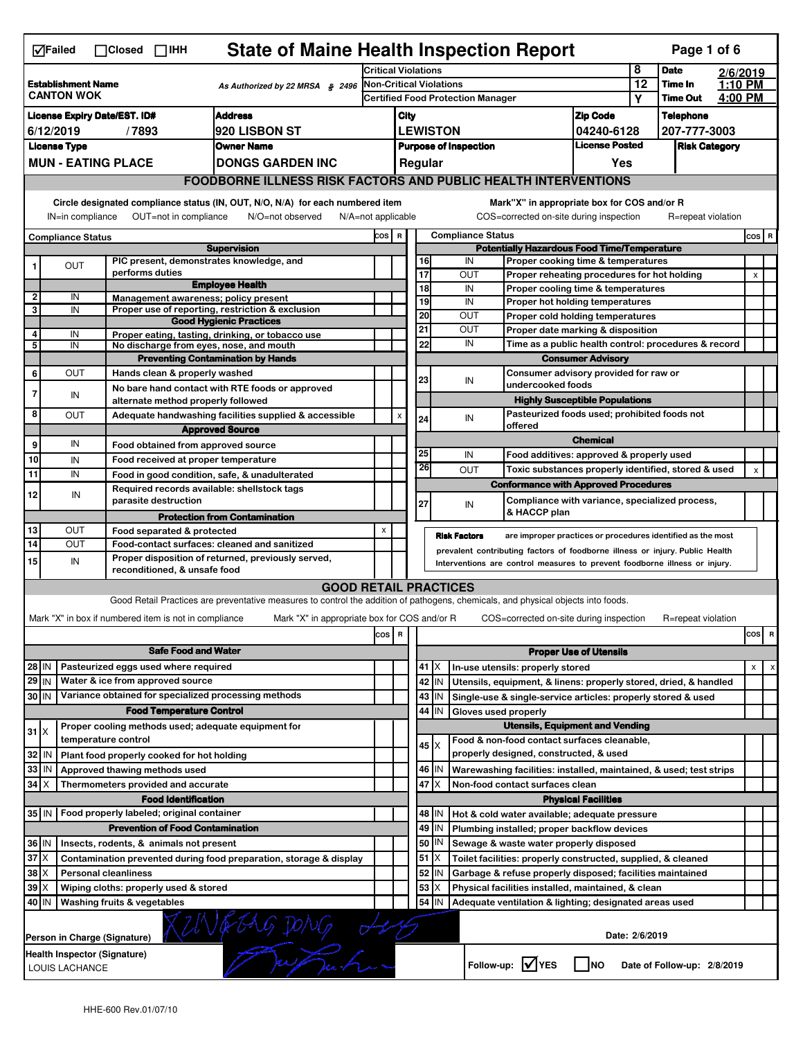☑Failed ☐Closed ☐IHH

# State of Maine Health Inspection Report

| | | | |
|---|---|---|---|
| **Establishment Name** CANTON WOK | As Authorized by 22 MRSA § 2496 | Critical Violations: 8 | **Date** 2/6/2019 |
| | | Non-Critical Violations: 12 | **Time In** 1:10 PM |
| | | Certified Food Protection Manager: Y | **Time Out** 4:00 PM |

| License Expiry Date/EST. ID# | Address | City | Zip Code | Telephone |
|---|---|---|---|---|
| 6/12/2019 / 7893 | 920 LISBON ST | LEWISTON | 04240-6128 | 207-777-3003 |
| **License Type** | **Owner Name** | **Purpose of Inspection** | **License Posted** | **Risk Category** |
| MUN - EATING PLACE | DONGS GARDEN INC | Regular | Yes | |

## FOODBORNE ILLNESS RISK FACTORS AND PUBLIC HEALTH INTERVENTIONS

Circle designated compliance status (IN, OUT, N/O, N/A) for each numbered item. IN=in compliance OUT=not in compliance N/O=not observed N/A=not applicable

Mark "X" in appropriate box for COS and/or R. COS=corrected on-site during inspection R=repeat violation

| # | Compliance Status | Item | COS | R |
|---|---|---|---|---|
| | | **Supervision** | | |
| 1 | OUT | PIC present, demonstrates knowledge, and performs duties | | |
| | | **Employee Health** | | |
| 2 | IN | Management awareness; policy present | | |
| 3 | IN | Proper use of reporting, restriction & exclusion | | |
| | | **Good Hygienic Practices** | | |
| 4 | IN | Proper eating, tasting, drinking, or tobacco use | | |
| 5 | IN | No discharge from eyes, nose, and mouth | | |
| | | **Preventing Contamination by Hands** | | |
| 6 | OUT | Hands clean & properly washed | | |
| 7 | IN | No bare hand contact with RTE foods or approved alternate method properly followed | | |
| 8 | OUT | Adequate handwashing facilities supplied & accessible | | X |
| | | **Approved Source** | | |
| 9 | IN | Food obtained from approved source | | |
| 10 | IN | Food received at proper temperature | | |
| 11 | IN | Food in good condition, safe, & unadulterated | | |
| 12 | IN | Required records available: shellstock tags parasite destruction | | |
| | | **Protection from Contamination** | | |
| 13 | OUT | Food separated & protected | X | |
| 14 | OUT | Food-contact surfaces: cleaned and sanitized | | |
| 15 | IN | Proper disposition of returned, previously served, reconditioned, & unsafe food | | |
| | | **Potentially Hazardous Food Time/Temperature** | | |
| 16 | IN | Proper cooking time & temperatures | | |
| 17 | OUT | Proper reheating procedures for hot holding | | X |
| 18 | IN | Proper cooling time & temperatures | | |
| 19 | IN | Proper hot holding temperatures | | |
| 20 | OUT | Proper cold holding temperatures | | |
| 21 | OUT | Proper date marking & disposition | | |
| 22 | IN | Time as a public health control: procedures & record | | |
| | | **Consumer Advisory** | | |
| 23 | IN | Consumer advisory provided for raw or undercooked foods | | |
| | | **Highly Susceptible Populations** | | |
| 24 | IN | Pasteurized foods used; prohibited foods not offered | | |
| | | **Chemical** | | |
| 25 | IN | Food additives: approved & properly used | | |
| 26 | OUT | Toxic substances properly identified, stored & used | | X |
| | | **Conformance with Approved Procedures** | | |
| 27 | IN | Compliance with variance, specialized process, & HACCP plan | | |

**Risk Factors** are improper practices or procedures identified as the most prevalent contributing factors of foodborne illness or injury. Public Health Interventions are control measures to prevent foodborne illness or injury.

## GOOD RETAIL PRACTICES

Good Retail Practices are preventative measures to control the addition of pathogens, chemicals, and physical objects into foods.

Mark "X" in box if numbered item is not in compliance. Mark "X" in appropriate box for COS and/or R. COS=corrected on-site during inspection R=repeat violation

| # | Status | Item | COS | R |
|---|---|---|---|---|
| | | **Safe Food and Water** | | |
| 28 | IN | Pasteurized eggs used where required | | |
| 29 | IN | Water & ice from approved source | | |
| 30 | IN | Variance obtained for specialized processing methods | | |
| | | **Food Temperature Control** | | |
| 31 | X | Proper cooling methods used; adequate equipment for temperature control | | |
| 32 | IN | Plant food properly cooked for hot holding | | |
| 33 | IN | Approved thawing methods used | | |
| 34 | X | Thermometers provided and accurate | | |
| | | **Food Identification** | | |
| 35 | IN | Food properly labeled; original container | | |
| | | **Prevention of Food Contamination** | | |
| 36 | IN | Insects, rodents, & animals not present | | |
| 37 | X | Contamination prevented during food preparation, storage & display | | |
| 38 | X | Personal cleanliness | | |
| 39 | X | Wiping cloths: properly used & stored | | |
| 40 | IN | Washing fruits & vegetables | | |
| | | **Proper Use of Utensils** | | |
| 41 | X | In-use utensils: properly stored | X | X |
| 42 | IN | Utensils, equipment, & linens: properly stored, dried, & handled | | |
| 43 | IN | Single-use & single-service articles: properly stored & used | | |
| 44 | IN | Gloves used properly | | |
| | | **Utensils, Equipment and Vending** | | |
| 45 | X | Food & non-food contact surfaces cleanable, properly designed, constructed, & used | | |
| 46 | IN | Warewashing facilities: installed, maintained, & used; test strips | | |
| 47 | X | Non-food contact surfaces clean | | |
| | | **Physical Facilities** | | |
| 48 | IN | Hot & cold water available; adequate pressure | | |
| 49 | IN | Plumbing installed; proper backflow devices | | |
| 50 | IN | Sewage & waste water properly disposed | | |
| 51 | X | Toilet facilities: properly constructed, supplied, & cleaned | | |
| 52 | IN | Garbage & refuse properly disposed; facilities maintained | | |
| 53 | X | Physical facilities installed, maintained, & clean | | |
| 54 | IN | Adequate ventilation & lighting; designated areas used | | |

**Person in Charge (Signature)**: XUNFENG DONG (signed) **Date:** 2/6/2019

**Health Inspector (Signature)**: LOUIS LACHANCE (signed)

**Follow-up:** ☑YES ☐NO **Date of Follow-up:** 2/8/2019

HHE-600 Rev.01/07/10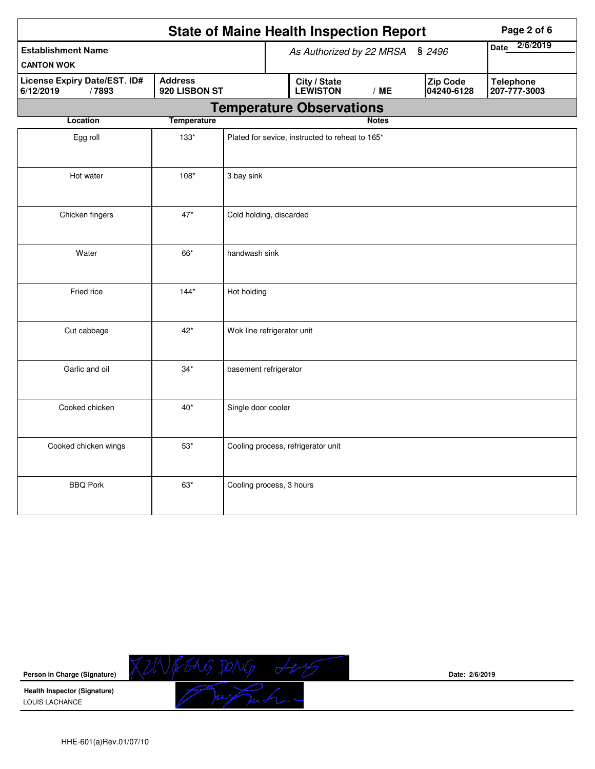# State of Maine Health Inspection Report

| Establishment Name | As Authorized by 22 MRSA § 2496 | | | Date 2/6/2019 |
|---|---|---|---|---|
| CANTON WOK | | | | |
| **License Expiry Date/EST. ID#** 6/12/2019 / 7893 | **Address** 920 LISBON ST | **City / State** LEWISTON / ME | **Zip Code** 04240-6128 | **Telephone** 207-777-3003 |

## Temperature Observations

| Location | Temperature | Notes |
|---|---|---|
| Egg roll | 133* | Plated for sevice, instructed to reheat to 165* |
| Hot water | 108* | 3 bay sink |
| Chicken fingers | 47* | Cold holding, discarded |
| Water | 66* | handwash sink |
| Fried rice | 144* | Hot holding |
| Cut cabbage | 42* | Wok line refrigerator unit |
| Garlic and oil | 34* | basement refrigerator |
| Cooked chicken | 40* | Single door cooler |
| Cooked chicken wings | 53* | Cooling process, refrigerator unit |
| BBQ Pork | 63* | Cooling process, 3 hours |

**Person in Charge (Signature)** XINGGAG DONG &nbsp;&nbsp;&nbsp;&nbsp; **Date:** 2/6/2019

**Health Inspector (Signature)**
LOUIS LACHANCE

HHE-601(a)Rev.01/07/10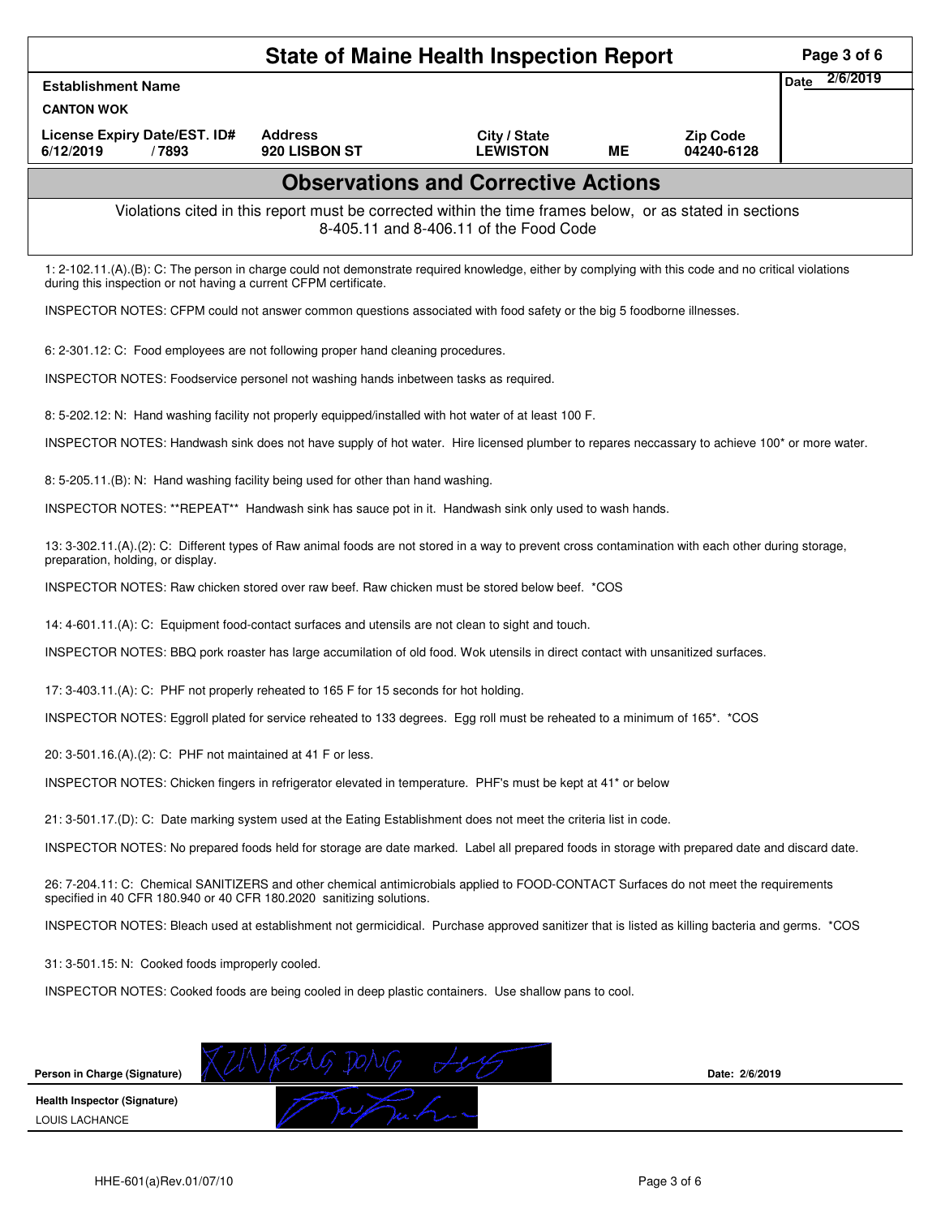# State of Maine Health Inspection Report

| Establishment Name | | | | | Date 2/6/2019 |
|---|---|---|---|---|---|
| CANTON WOK | | | | | |
| License Expiry Date/EST. ID# | Address | City / State | | Zip Code | |
| 6/12/2019 / 7893 | 920 LISBON ST | LEWISTON | ME | 04240-6128 | |

## Observations and Corrective Actions

Violations cited in this report must be corrected within the time frames below, or as stated in sections 8-405.11 and 8-406.11 of the Food Code

1: 2-102.11.(A).(B): C: The person in charge could not demonstrate required knowledge, either by complying with this code and no critical violations during this inspection or not having a current CFPM certificate.

INSPECTOR NOTES: CFPM could not answer common questions associated with food safety or the big 5 foodborne illnesses.

6: 2-301.12: C: Food employees are not following proper hand cleaning procedures.

INSPECTOR NOTES: Foodservice personel not washing hands inbetween tasks as required.

8: 5-202.12: N: Hand washing facility not properly equipped/installed with hot water of at least 100 F.

INSPECTOR NOTES: Handwash sink does not have supply of hot water. Hire licensed plumber to repares neccassary to achieve 100* or more water.

8: 5-205.11.(B): N: Hand washing facility being used for other than hand washing.

INSPECTOR NOTES: **REPEAT** Handwash sink has sauce pot in it. Handwash sink only used to wash hands.

13: 3-302.11.(A).(2): C: Different types of Raw animal foods are not stored in a way to prevent cross contamination with each other during storage, preparation, holding, or display.

INSPECTOR NOTES: Raw chicken stored over raw beef. Raw chicken must be stored below beef. *COS

14: 4-601.11.(A): C: Equipment food-contact surfaces and utensils are not clean to sight and touch.

INSPECTOR NOTES: BBQ pork roaster has large accumilation of old food. Wok utensils in direct contact with unsanitized surfaces.

17: 3-403.11.(A): C: PHF not properly reheated to 165 F for 15 seconds for hot holding.

INSPECTOR NOTES: Eggroll plated for service reheated to 133 degrees. Egg roll must be reheated to a minimum of 165*. *COS

20: 3-501.16.(A).(2): C: PHF not maintained at 41 F or less.

INSPECTOR NOTES: Chicken fingers in refrigerator elevated in temperature. PHF's must be kept at 41* or below

21: 3-501.17.(D): C: Date marking system used at the Eating Establishment does not meet the criteria list in code.

INSPECTOR NOTES: No prepared foods held for storage are date marked. Label all prepared foods in storage with prepared date and discard date.

26: 7-204.11: C: Chemical SANITIZERS and other chemical antimicrobials applied to FOOD-CONTACT Surfaces do not meet the requirements specified in 40 CFR 180.940 or 40 CFR 180.2020 sanitizing solutions.

INSPECTOR NOTES: Bleach used at establishment not germicidical. Purchase approved sanitizer that is listed as killing bacteria and germs. *COS

31: 3-501.15: N: Cooked foods improperly cooled.

INSPECTOR NOTES: Cooked foods are being cooled in deep plastic containers. Use shallow pans to cool.

**Person in Charge (Signature)** XUNFENG DONG [signature] **Date:** 2/6/2019

**Health Inspector (Signature)** [signature]
LOUIS LACHANCE

HHE-601(a)Rev.01/07/10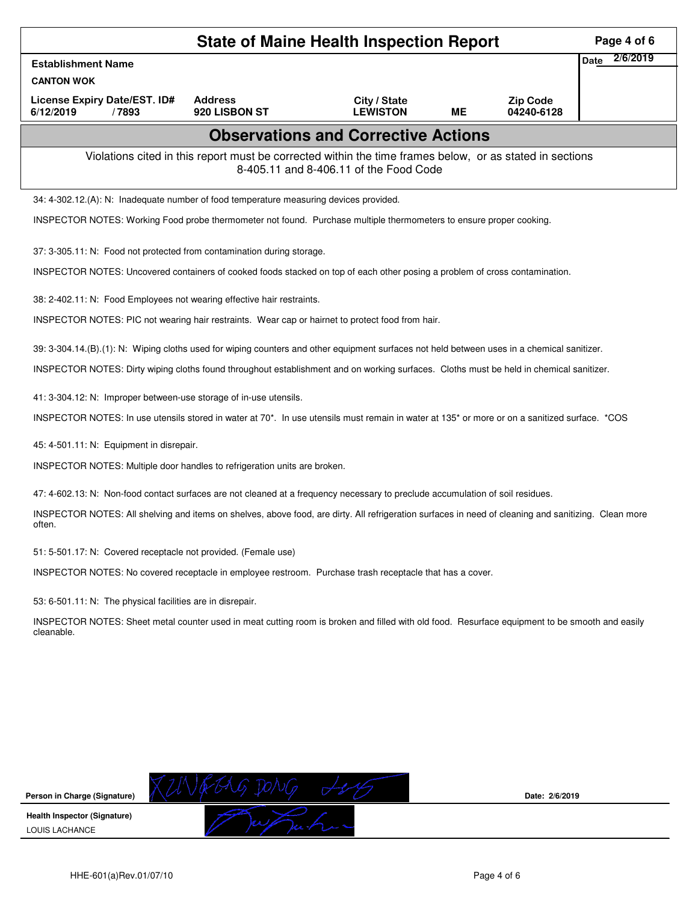# State of Maine Health Inspection Report

| Establishment Name | | | | | Date 2/6/2019 |
|---|---|---|---|---|---|
| CANTON WOK | | | | | |
| License Expiry Date/EST. ID# | Address | City / State | | Zip Code | |
| 6/12/2019 / 7893 | 920 LISBON ST | LEWISTON | ME | 04240-6128 | |

## Observations and Corrective Actions

Violations cited in this report must be corrected within the time frames below, or as stated in sections 8-405.11 and 8-406.11 of the Food Code

34: 4-302.12.(A): N: Inadequate number of food temperature measuring devices provided.

INSPECTOR NOTES: Working Food probe thermometer not found. Purchase multiple thermometers to ensure proper cooking.

37: 3-305.11: N: Food not protected from contamination during storage.

INSPECTOR NOTES: Uncovered containers of cooked foods stacked on top of each other posing a problem of cross contamination.

38: 2-402.11: N: Food Employees not wearing effective hair restraints.

INSPECTOR NOTES: PIC not wearing hair restraints. Wear cap or hairnet to protect food from hair.

39: 3-304.14.(B).(1): N: Wiping cloths used for wiping counters and other equipment surfaces not held between uses in a chemical sanitizer.

INSPECTOR NOTES: Dirty wiping cloths found throughout establishment and on working surfaces. Cloths must be held in chemical sanitizer.

41: 3-304.12: N: Improper between-use storage of in-use utensils.

INSPECTOR NOTES: In use utensils stored in water at 70*. In use utensils must remain in water at 135* or more or on a sanitized surface. *COS

45: 4-501.11: N: Equipment in disrepair.

INSPECTOR NOTES: Multiple door handles to refrigeration units are broken.

47: 4-602.13: N: Non-food contact surfaces are not cleaned at a frequency necessary to preclude accumulation of soil residues.

INSPECTOR NOTES: All shelving and items on shelves, above food, are dirty. All refrigeration surfaces in need of cleaning and sanitizing. Clean more often.

51: 5-501.17: N: Covered receptacle not provided. (Female use)

INSPECTOR NOTES: No covered receptacle in employee restroom. Purchase trash receptacle that has a cover.

53: 6-501.11: N: The physical facilities are in disrepair.

INSPECTOR NOTES: Sheet metal counter used in meat cutting room is broken and filled with old food. Resurface equipment to be smooth and easily cleanable.

Person in Charge (Signature) — XUNFENG DONG — Date: 2/6/2019

Health Inspector (Signature)
LOUIS LACHANCE

HHE-601(a)Rev.01/07/10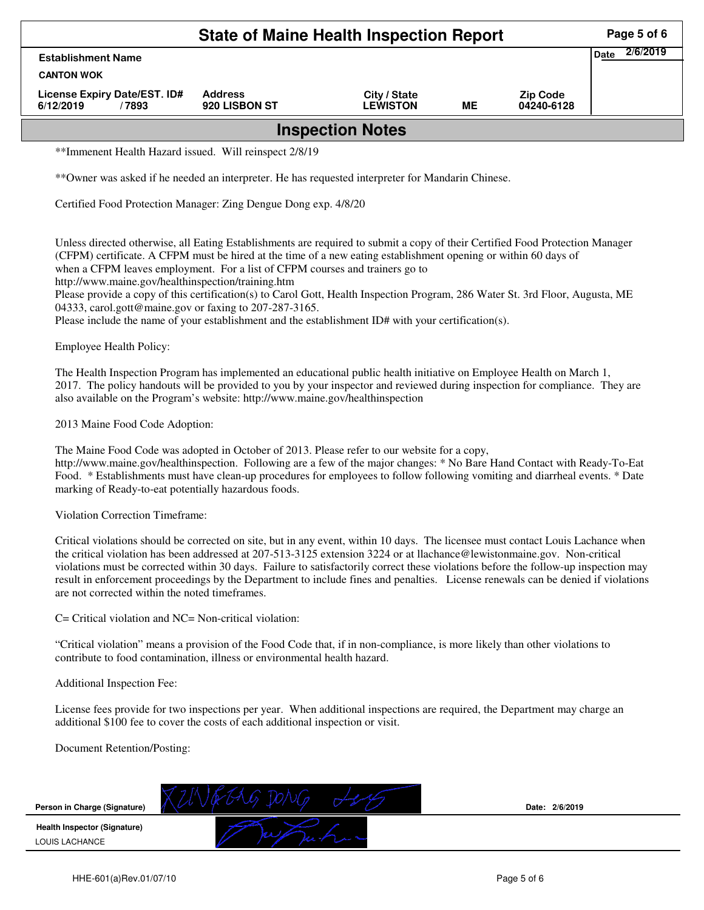# State of Maine Health Inspection Report

| Establishment Name | | | | | Date 2/6/2019 |
|---|---|---|---|---|---|
| CANTON WOK | | | | | |
| License Expiry Date/EST. ID# | Address | City / State | | Zip Code | |
| 6/12/2019 / 7893 | 920 LISBON ST | LEWISTON | ME | 04240-6128 | |

## Inspection Notes

**Immenent Health Hazard issued. Will reinspect 2/8/19

**Owner was asked if he needed an interpreter. He has requested interpreter for Mandarin Chinese.

Certified Food Protection Manager: Zing Dengue Dong exp. 4/8/20

Unless directed otherwise, all Eating Establishments are required to submit a copy of their Certified Food Protection Manager (CFPM) certificate. A CFPM must be hired at the time of a new eating establishment opening or within 60 days of when a CFPM leaves employment. For a list of CFPM courses and trainers go to http://www.maine.gov/healthinspection/training.htm
Please provide a copy of this certification(s) to Carol Gott, Health Inspection Program, 286 Water St. 3rd Floor, Augusta, ME 04333, carol.gott@maine.gov or faxing to 207-287-3165.
Please include the name of your establishment and the establishment ID# with your certification(s).

Employee Health Policy:

The Health Inspection Program has implemented an educational public health initiative on Employee Health on March 1, 2017. The policy handouts will be provided to you by your inspector and reviewed during inspection for compliance. They are also available on the Program's website: http://www.maine.gov/healthinspection

2013 Maine Food Code Adoption:

The Maine Food Code was adopted in October of 2013. Please refer to our website for a copy, http://www.maine.gov/healthinspection. Following are a few of the major changes: * No Bare Hand Contact with Ready-To-Eat Food. * Establishments must have clean-up procedures for employees to follow following vomiting and diarrheal events. * Date marking of Ready-to-eat potentially hazardous foods.

Violation Correction Timeframe:

Critical violations should be corrected on site, but in any event, within 10 days. The licensee must contact Louis Lachance when the critical violation has been addressed at 207-513-3125 extension 3224 or at llachance@lewistonmaine.gov. Non-critical violations must be corrected within 30 days. Failure to satisfactorily correct these violations before the follow-up inspection may result in enforcement proceedings by the Department to include fines and penalties. License renewals can be denied if violations are not corrected within the noted timeframes.

C= Critical violation and NC= Non-critical violation:

"Critical violation" means a provision of the Food Code that, if in non-compliance, is more likely than other violations to contribute to food contamination, illness or environmental health hazard.

Additional Inspection Fee:

License fees provide for two inspections per year. When additional inspections are required, the Department may charge an additional $100 fee to cover the costs of each additional inspection or visit.

Document Retention/Posting:

**Person in Charge (Signature)** XUNGGAG DONG — **Date:** 2/6/2019

**Health Inspector (Signature)**
LOUIS LACHANCE

HHE-601(a)Rev.01/07/10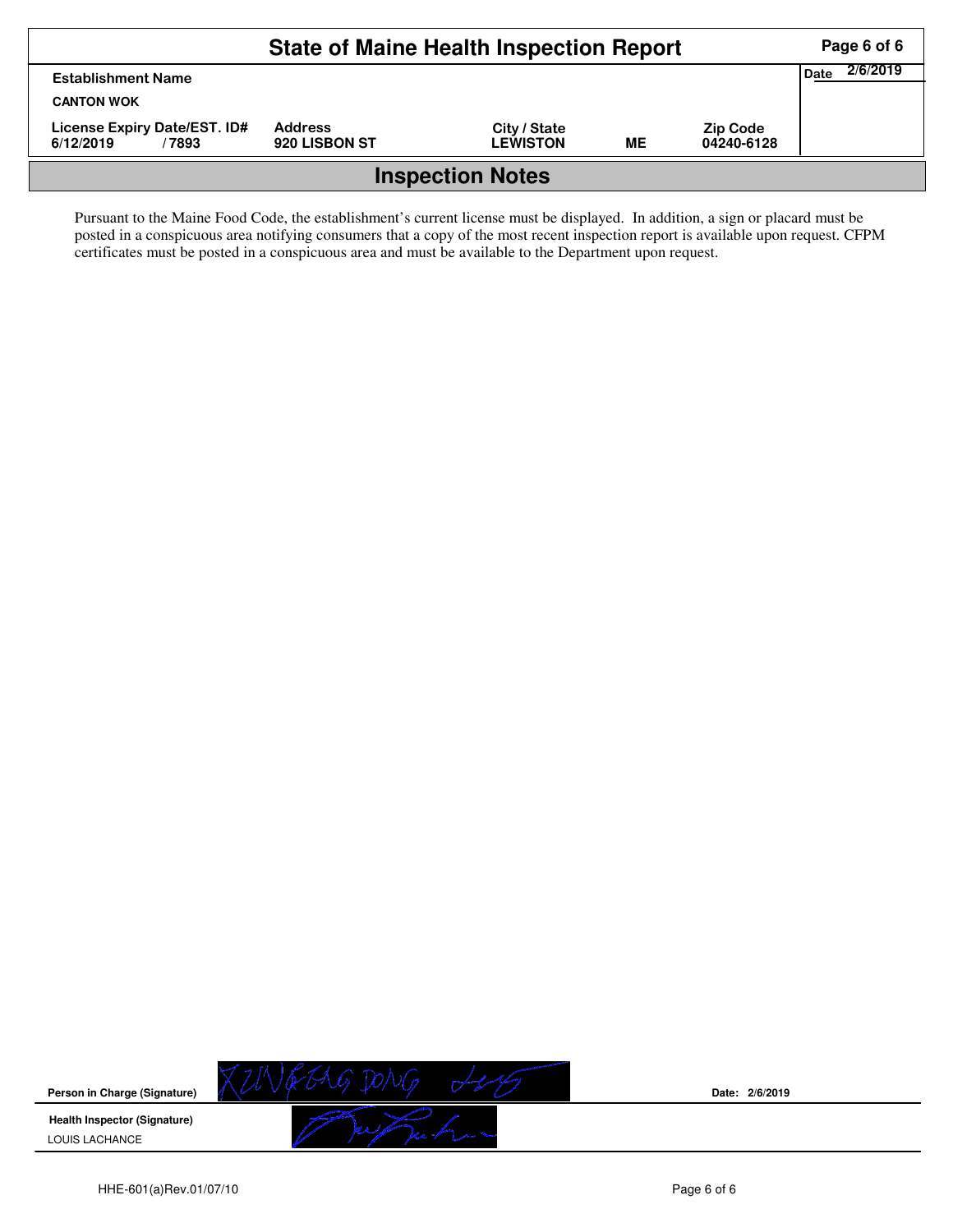# State of Maine Health Inspection Report

| Establishment Name | | | | | Date 2/6/2019 |
|---|---|---|---|---|---|
| CANTON WOK | | | | | |
| License Expiry Date/EST. ID# | Address | City / State | | Zip Code | |
| 6/12/2019 / 7893 | 920 LISBON ST | LEWISTON | ME | 04240-6128 | |

## Inspection Notes

Pursuant to the Maine Food Code, the establishment's current license must be displayed. In addition, a sign or placard must be posted in a conspicuous area notifying consumers that a copy of the most recent inspection report is available upon request. CFPM certificates must be posted in a conspicuous area and must be available to the Department upon request.

**Person in Charge (Signature)** XUNGGAG DONG

Date: 2/6/2019

**Health Inspector (Signature)**

LOUIS LACHANCE

HHE-601(a)Rev.01/07/10